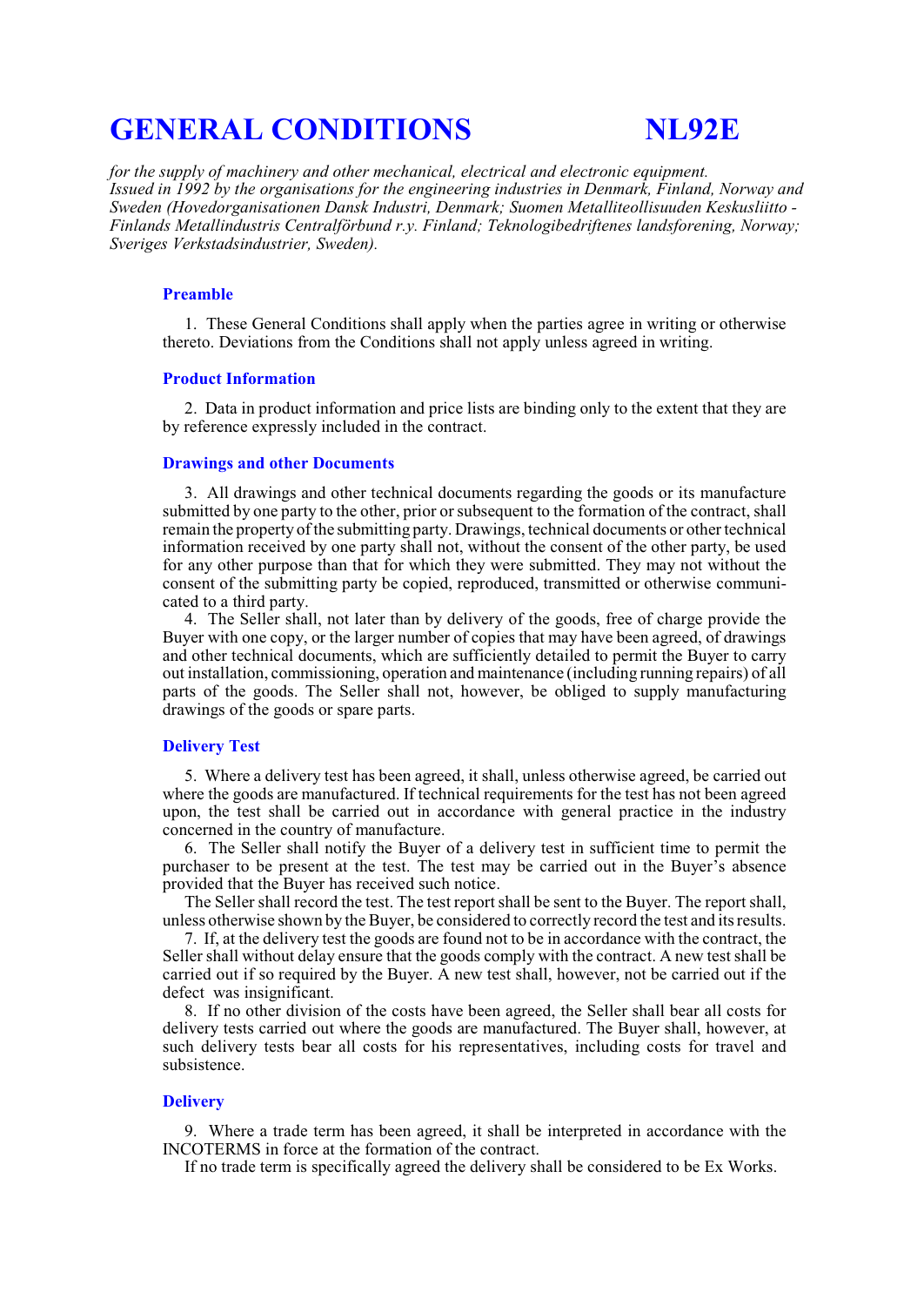# GENERAL CONDITIONS NL92E

*for the supply of machinery and other mechanical, electrical and electronic equipment. Issued in 1992 by the organisations for the engineering industries in Denmark, Finland, Norway and Sweden (Hovedorganisationen Dansk Industri, Denmark; Suomen Metalliteollisuuden Keskusliitto - Finlands Metallindustris Centralförbund r.y. Finland; Teknologibedriftenes landsforening, Norway; Sveriges Verkstadsindustrier, Sweden).*

### Preamble

1. These General Conditions shall apply when the parties agree in writing or otherwise thereto. Deviations from the Conditions shall not apply unless agreed in writing.

### Product Information

2. Data in product information and price lists are binding only to the extent that they are by reference expressly included in the contract.

### Drawings and other Documents

3. All drawings and other technical documents regarding the goods or its manufacture submitted by one party to the other, prior or subsequent to the formation of the contract, shall remain the property of the submitting party. Drawings, technical documents or other technical information received by one party shall not, without the consent of the other party, be used for any other purpose than that for which they were submitted. They may not without the consent of the submitting party be copied, reproduced, transmitted or otherwise communicated to a third party.

4. The Seller shall, not later than by delivery of the goods, free of charge provide the Buyer with one copy, or the larger number of copies that may have been agreed, of drawings and other technical documents, which are sufficiently detailed to permit the Buyer to carry out installation, commissioning, operation and maintenance (including running repairs) of all parts of the goods. The Seller shall not, however, be obliged to supply manufacturing drawings of the goods or spare parts.

### Delivery Test

5. Where a delivery test has been agreed, it shall, unless otherwise agreed, be carried out where the goods are manufactured. If technical requirements for the test has not been agreed upon, the test shall be carried out in accordance with general practice in the industry concerned in the country of manufacture.

6. The Seller shall notify the Buyer of a delivery test in sufficient time to permit the purchaser to be present at the test. The test may be carried out in the Buyer's absence provided that the Buyer has received such notice.

The Seller shall record the test. The test report shall be sent to the Buyer. The report shall, unless otherwise shown by the Buyer, be considered to correctly record the test and its results.

7. If, at the delivery test the goods are found not to be in accordance with the contract, the Seller shall without delay ensure that the goods comply with the contract. A new test shall be carried out if so required by the Buyer. A new test shall, however, not be carried out if the defect was insignificant.

8. If no other division of the costs have been agreed, the Seller shall bear all costs for delivery tests carried out where the goods are manufactured. The Buyer shall, however, at such delivery tests bear all costs for his representatives, including costs for travel and subsistence.

### Delivery

9. Where a trade term has been agreed, it shall be interpreted in accordance with the INCOTERMS in force at the formation of the contract.

If no trade term is specifically agreed the delivery shall be considered to be Ex Works.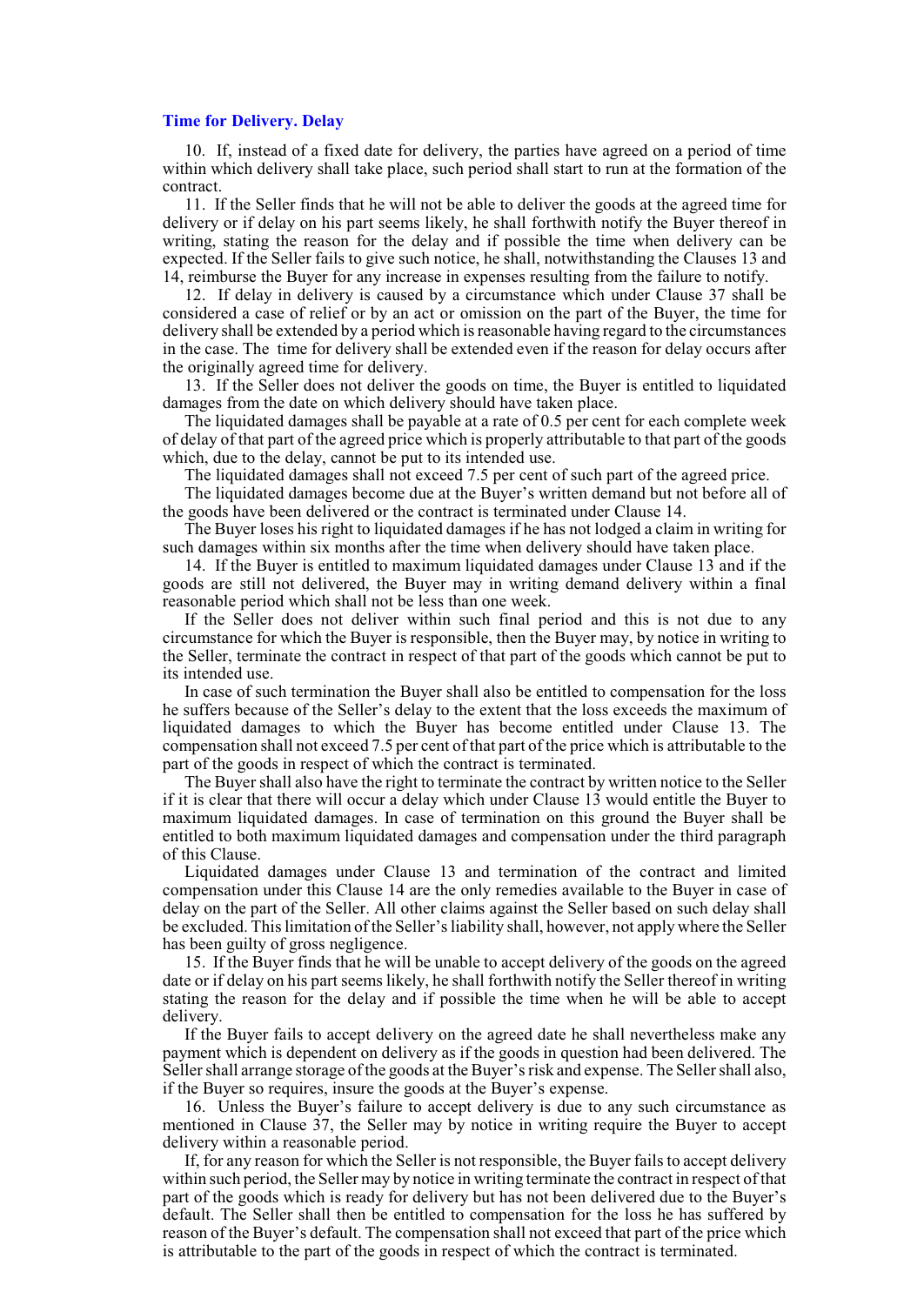## Time for Delivery. Delay

10. If, instead of a fixed date for delivery, the parties have agreed on a period of time within which delivery shall take place, such period shall start to run at the formation of the contract.

11. If the Seller finds that he will not be able to deliver the goods at the agreed time for delivery or if delay on his part seems likely, he shall forthwith notify the Buyer thereof in writing, stating the reason for the delay and if possible the time when delivery can be expected. If the Seller fails to give such notice, he shall, notwithstanding the Clauses 13 and 14, reimburse the Buyer for any increase in expenses resulting from the failure to notify.

12. If delay in delivery is caused by a circumstance which under Clause 37 shall be considered a case of relief or by an act or omission on the part of the Buyer, the time for delivery shall be extended by a period which is reasonable having regard to the circumstances in the case. The time for delivery shall be extended even if the reason for delay occurs after the originally agreed time for delivery.

13. If the Seller does not deliver the goods on time, the Buyer is entitled to liquidated damages from the date on which delivery should have taken place.

The liquidated damages shall be payable at a rate of 0.5 per cent for each complete week of delay of that part of the agreed price which is properly attributable to that part of the goods which, due to the delay, cannot be put to its intended use.

The liquidated damages shall not exceed 7.5 per cent of such part of the agreed price.

The liquidated damages become due at the Buyer's written demand but not before all of the goods have been delivered or the contract is terminated under Clause 14.

The Buyer loses his right to liquidated damages if he has not lodged a claim in writing for such damages within six months after the time when delivery should have taken place.

14. If the Buyer is entitled to maximum liquidated damages under Clause 13 and if the goods are still not delivered, the Buyer may in writing demand delivery within a final reasonable period which shall not be less than one week.

If the Seller does not deliver within such final period and this is not due to any circumstance for which the Buyer is responsible, then the Buyer may, by notice in writing to the Seller, terminate the contract in respect of that part of the goods which cannot be put to its intended use.

In case of such termination the Buyer shall also be entitled to compensation for the loss he suffers because of the Seller's delay to the extent that the loss exceeds the maximum of liquidated damages to which the Buyer has become entitled under Clause 13. The compensation shall not exceed 7.5 per cent of that part of the price which is attributable to the part of the goods in respect of which the contract is terminated.

The Buyer shall also have the right to terminate the contract by written notice to the Seller if it is clear that there will occur a delay which under Clause 13 would entitle the Buyer to maximum liquidated damages. In case of termination on this ground the Buyer shall be entitled to both maximum liquidated damages and compensation under the third paragraph of this Clause.

Liquidated damages under Clause 13 and termination of the contract and limited compensation under this Clause 14 are the only remedies available to the Buyer in case of delay on the part of the Seller. All other claims against the Seller based on such delay shall be excluded. This limitation of the Seller's liability shall, however, not apply where the Seller has been guilty of gross negligence.

15. If the Buyer finds that he will be unable to accept delivery of the goods on the agreed date or if delay on his part seems likely, he shall forthwith notify the Seller thereof in writing stating the reason for the delay and if possible the time when he will be able to accept delivery.

If the Buyer fails to accept delivery on the agreed date he shall nevertheless make any payment which is dependent on delivery as if the goods in question had been delivered. The Seller shall arrange storage of the goods at the Buyer's risk and expense. The Seller shall also, if the Buyer so requires, insure the goods at the Buyer's expense.

16. Unless the Buyer's failure to accept delivery is due to any such circumstance as mentioned in Clause 37, the Seller may by notice in writing require the Buyer to accept delivery within a reasonable period.

If, for any reason for which the Seller is not responsible, the Buyer fails to accept delivery within such period, the Seller may by notice in writing terminate the contract in respect of that part of the goods which is ready for delivery but has not been delivered due to the Buyer's default. The Seller shall then be entitled to compensation for the loss he has suffered by reason of the Buyer's default. The compensation shall not exceed that part of the price which is attributable to the part of the goods in respect of which the contract is terminated.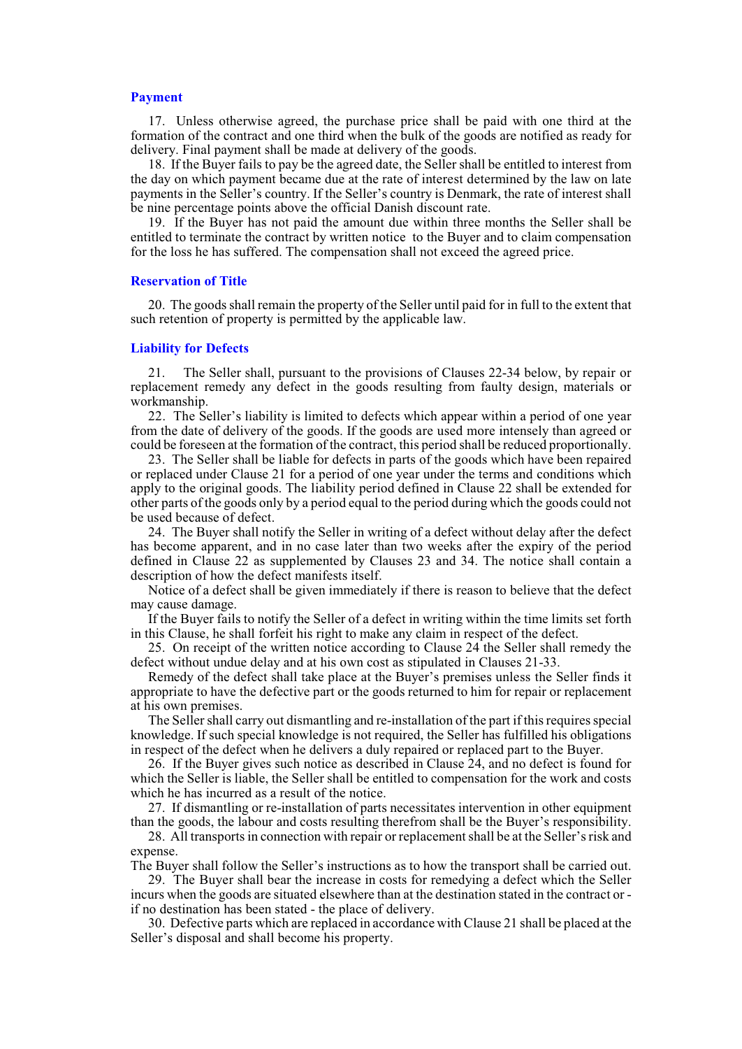## Payment

17. Unless otherwise agreed, the purchase price shall be paid with one third at the formation of the contract and one third when the bulk of the goods are notified as ready for delivery. Final payment shall be made at delivery of the goods.

18. If the Buyer fails to pay be the agreed date, the Seller shall be entitled to interest from the day on which payment became due at the rate of interest determined by the law on late payments in the Seller's country. If the Seller's country is Denmark, the rate of interest shall be nine percentage points above the official Danish discount rate.

19. If the Buyer has not paid the amount due within three months the Seller shall be entitled to terminate the contract by written notice to the Buyer and to claim compensation for the loss he has suffered. The compensation shall not exceed the agreed price.

## Reservation of Title

20. The goods shall remain the property of the Seller until paid for in full to the extent that such retention of property is permitted by the applicable law.

## Liability for Defects

21. The Seller shall, pursuant to the provisions of Clauses 22-34 below, by repair or replacement remedy any defect in the goods resulting from faulty design, materials or workmanship.

22. The Seller's liability is limited to defects which appear within a period of one year from the date of delivery of the goods. If the goods are used more intensely than agreed or could be foreseen at the formation of the contract, this period shall be reduced proportionally.

23. The Seller shall be liable for defects in parts of the goods which have been repaired or replaced under Clause 21 for a period of one year under the terms and conditions which apply to the original goods. The liability period defined in Clause 22 shall be extended for other parts of the goods only by a period equal to the period during which the goods could not be used because of defect.

24. The Buyer shall notify the Seller in writing of a defect without delay after the defect has become apparent, and in no case later than two weeks after the expiry of the period defined in Clause 22 as supplemented by Clauses 23 and 34. The notice shall contain a description of how the defect manifests itself.

Notice of a defect shall be given immediately if there is reason to believe that the defect may cause damage.

If the Buyer fails to notify the Seller of a defect in writing within the time limits set forth in this Clause, he shall forfeit his right to make any claim in respect of the defect.

25. On receipt of the written notice according to Clause 24 the Seller shall remedy the defect without undue delay and at his own cost as stipulated in Clauses 21-33.

Remedy of the defect shall take place at the Buyer's premises unless the Seller finds it appropriate to have the defective part or the goods returned to him for repair or replacement at his own premises.

The Seller shall carry out dismantling and re-installation of the part if this requires special knowledge. If such special knowledge is not required, the Seller has fulfilled his obligations in respect of the defect when he delivers a duly repaired or replaced part to the Buyer.

26. If the Buyer gives such notice as described in Clause 24, and no defect is found for which the Seller is liable, the Seller shall be entitled to compensation for the work and costs which he has incurred as a result of the notice.

27. If dismantling or re-installation of parts necessitates intervention in other equipment than the goods, the labour and costs resulting therefrom shall be the Buyer's responsibility.

28. All transports in connection with repair or replacement shall be at the Seller's risk and expense.

The Buyer shall follow the Seller's instructions as to how the transport shall be carried out.

29. The Buyer shall bear the increase in costs for remedying a defect which the Seller incurs when the goods are situated elsewhere than at the destination stated in the contract or - if no destination has been stated - the place of delivery.

30. Defective parts which are replaced in accordance with Clause 21 shall be placed at the Seller's disposal and shall become his property.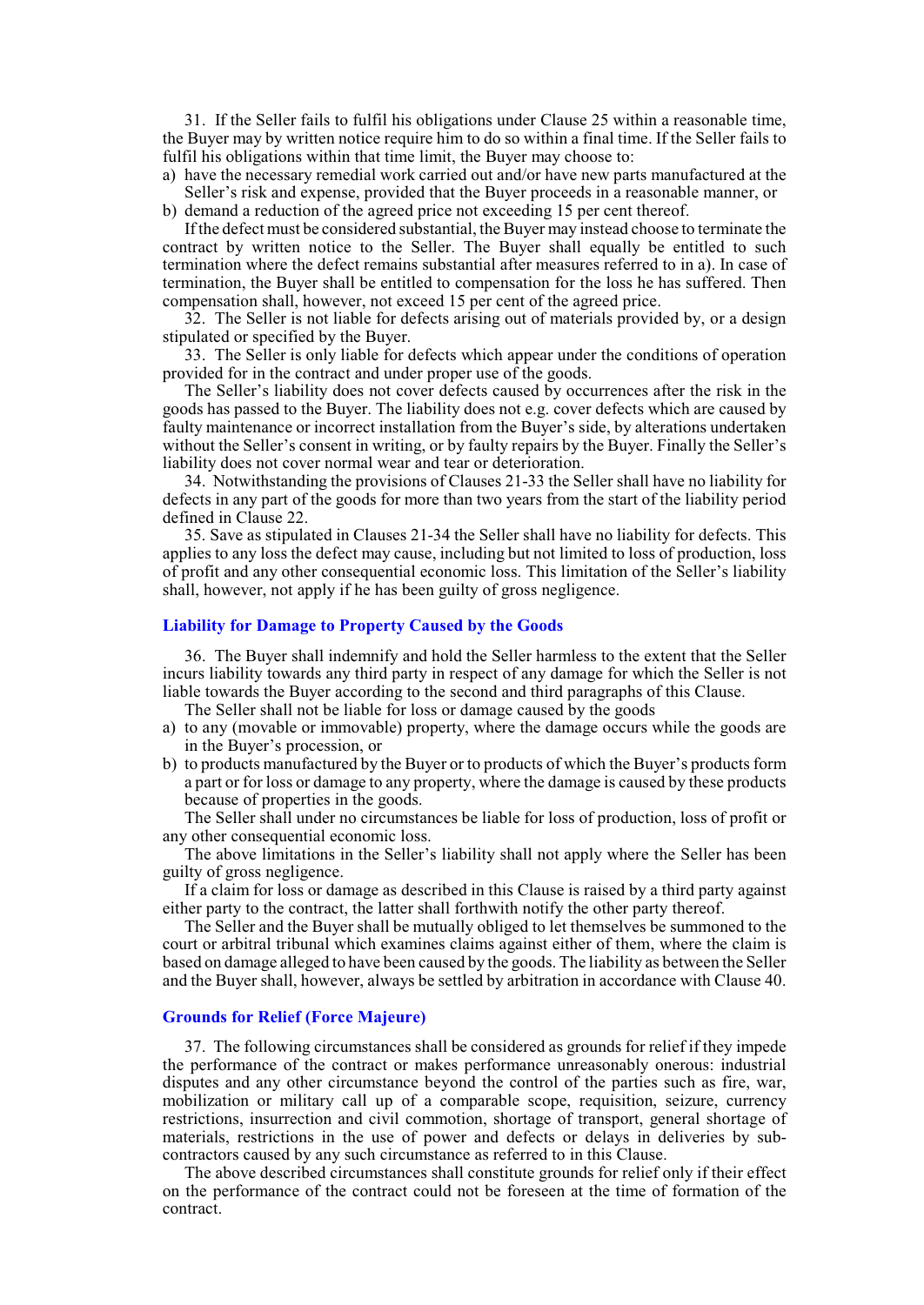31. If the Seller fails to fulfil his obligations under Clause 25 within a reasonable time, the Buyer may by written notice require him to do so within a final time. If the Seller fails to fulfil his obligations within that time limit, the Buyer may choose to:

a) have the necessary remedial work carried out and/or have new parts manufactured at the Seller's risk and expense, provided that the Buyer proceeds in a reasonable manner, or
b) demand a reduction of the agreed price not exceeding 15 per cent thereof.

If the defect must be considered substantial, the Buyer may instead choose to terminate the contract by written notice to the Seller. The Buyer shall equally be entitled to such termination where the defect remains substantial after measures referred to in a). In case of termination, the Buyer shall be entitled to compensation for the loss he has suffered. Then compensation shall, however, not exceed 15 per cent of the agreed price.

32. The Seller is not liable for defects arising out of materials provided by, or a design stipulated or specified by the Buyer.

33. The Seller is only liable for defects which appear under the conditions of operation provided for in the contract and under proper use of the goods.

The Seller's liability does not cover defects caused by occurrences after the risk in the goods has passed to the Buyer. The liability does not e.g. cover defects which are caused by faulty maintenance or incorrect installation from the Buyer's side, by alterations undertaken without the Seller's consent in writing, or by faulty repairs by the Buyer. Finally the Seller's liability does not cover normal wear and tear or deterioration.

34. Notwithstanding the provisions of Clauses 21-33 the Seller shall have no liability for defects in any part of the goods for more than two years from the start of the liability period defined in Clause 22.

35. Save as stipulated in Clauses 21-34 the Seller shall have no liability for defects. This applies to any loss the defect may cause, including but not limited to loss of production, loss of profit and any other consequential economic loss. This limitation of the Seller's liability shall, however, not apply if he has been guilty of gross negligence.

## Liability for Damage to Property Caused by the Goods

36. The Buyer shall indemnify and hold the Seller harmless to the extent that the Seller incurs liability towards any third party in respect of any damage for which the Seller is not liable towards the Buyer according to the second and third paragraphs of this Clause.

The Seller shall not be liable for loss or damage caused by the goods

a) to any (movable or immovable) property, where the damage occurs while the goods are in the Buyer's procession, or
b) to products manufactured by the Buyer or to products of which the Buyer's products form a part or for loss or damage to any property, where the damage is caused by these products because of properties in the goods.

The Seller shall under no circumstances be liable for loss of production, loss of profit or any other consequential economic loss.

The above limitations in the Seller's liability shall not apply where the Seller has been guilty of gross negligence.

If a claim for loss or damage as described in this Clause is raised by a third party against either party to the contract, the latter shall forthwith notify the other party thereof.

The Seller and the Buyer shall be mutually obliged to let themselves be summoned to the court or arbitral tribunal which examines claims against either of them, where the claim is based on damage alleged to have been caused by the goods. The liability as between the Seller and the Buyer shall, however, always be settled by arbitration in accordance with Clause 40.

## Grounds for Relief (Force Majeure)

37. The following circumstances shall be considered as grounds for relief if they impede the performance of the contract or makes performance unreasonably onerous: industrial disputes and any other circumstance beyond the control of the parties such as fire, war, mobilization or military call up of a comparable scope, requisition, seizure, currency restrictions, insurrection and civil commotion, shortage of transport, general shortage of materials, restrictions in the use of power and defects or delays in deliveries by sub-contractors caused by any such circumstance as referred to in this Clause.

The above described circumstances shall constitute grounds for relief only if their effect on the performance of the contract could not be foreseen at the time of formation of the contract.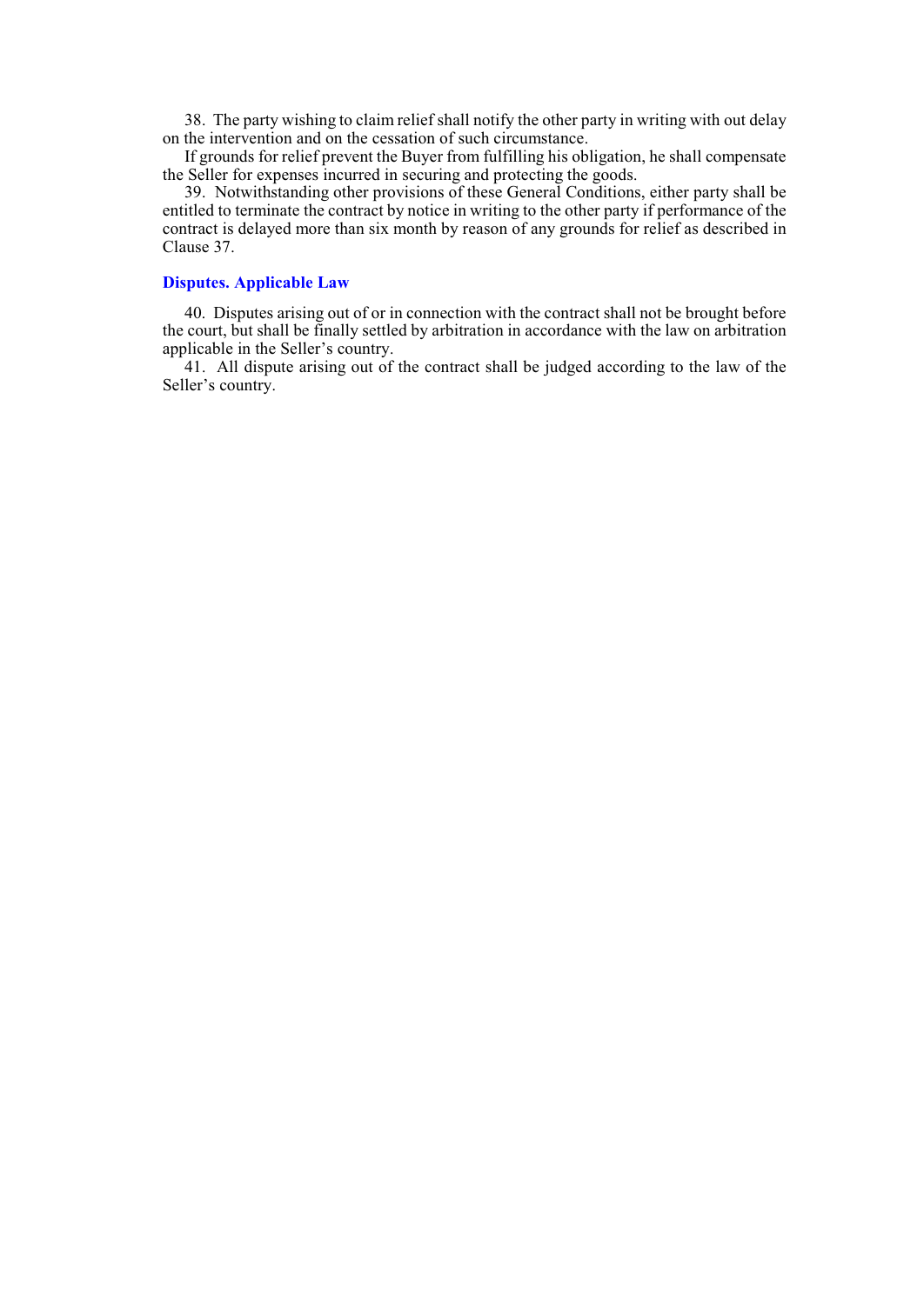38. The party wishing to claim relief shall notify the other party in writing with out delay on the intervention and on the cessation of such circumstance.

If grounds for relief prevent the Buyer from fulfilling his obligation, he shall compensate the Seller for expenses incurred in securing and protecting the goods.

39. Notwithstanding other provisions of these General Conditions, either party shall be entitled to terminate the contract by notice in writing to the other party if performance of the contract is delayed more than six month by reason of any grounds for relief as described in Clause 37.

## Disputes. Applicable Law

40. Disputes arising out of or in connection with the contract shall not be brought before the court, but shall be finally settled by arbitration in accordance with the law on arbitration applicable in the Seller's country.

41. All dispute arising out of the contract shall be judged according to the law of the Seller's country.